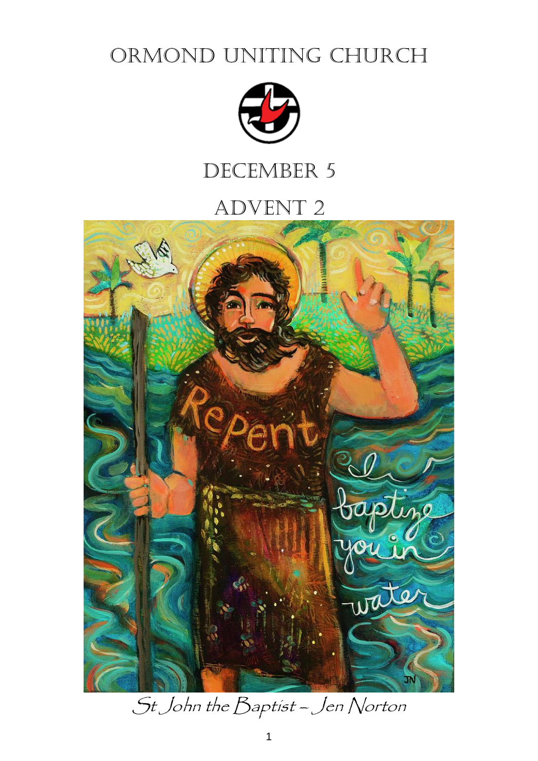# Ormond Uniting Church

## December 5

## Advent 2

*St John the Baptist – Jen Norton*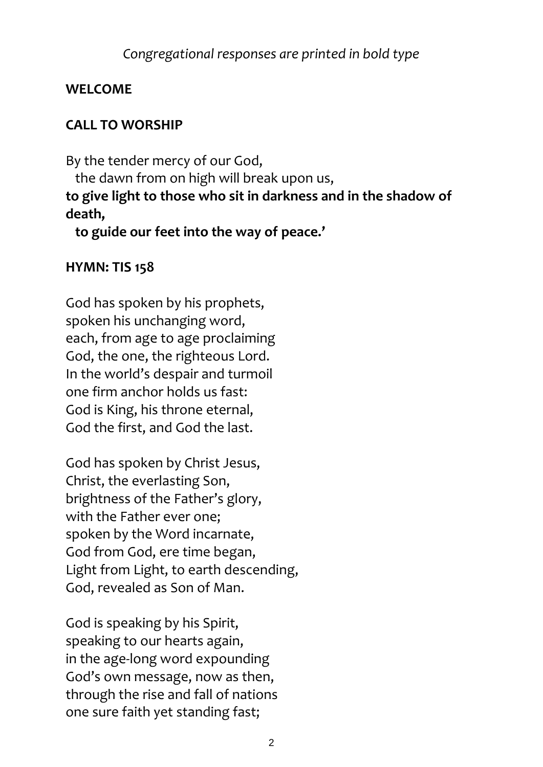*Congregational responses are printed in bold type*

**WELCOME**

**CALL TO WORSHIP**

By the tender mercy of our God,
  the dawn from on high will break upon us,
**to give light to those who sit in darkness and in the shadow of death,**
  **to guide our feet into the way of peace.'**

**HYMN: TIS 158**

God has spoken by his prophets,
spoken his unchanging word,
each, from age to age proclaiming
God, the one, the righteous Lord.
In the world's despair and turmoil
one firm anchor holds us fast:
God is King, his throne eternal,
God the first, and God the last.

God has spoken by Christ Jesus,
Christ, the everlasting Son,
brightness of the Father's glory,
with the Father ever one;
spoken by the Word incarnate,
God from God, ere time began,
Light from Light, to earth descending,
God, revealed as Son of Man.

God is speaking by his Spirit,
speaking to our hearts again,
in the age-long word expounding
God's own message, now as then,
through the rise and fall of nations
one sure faith yet standing fast;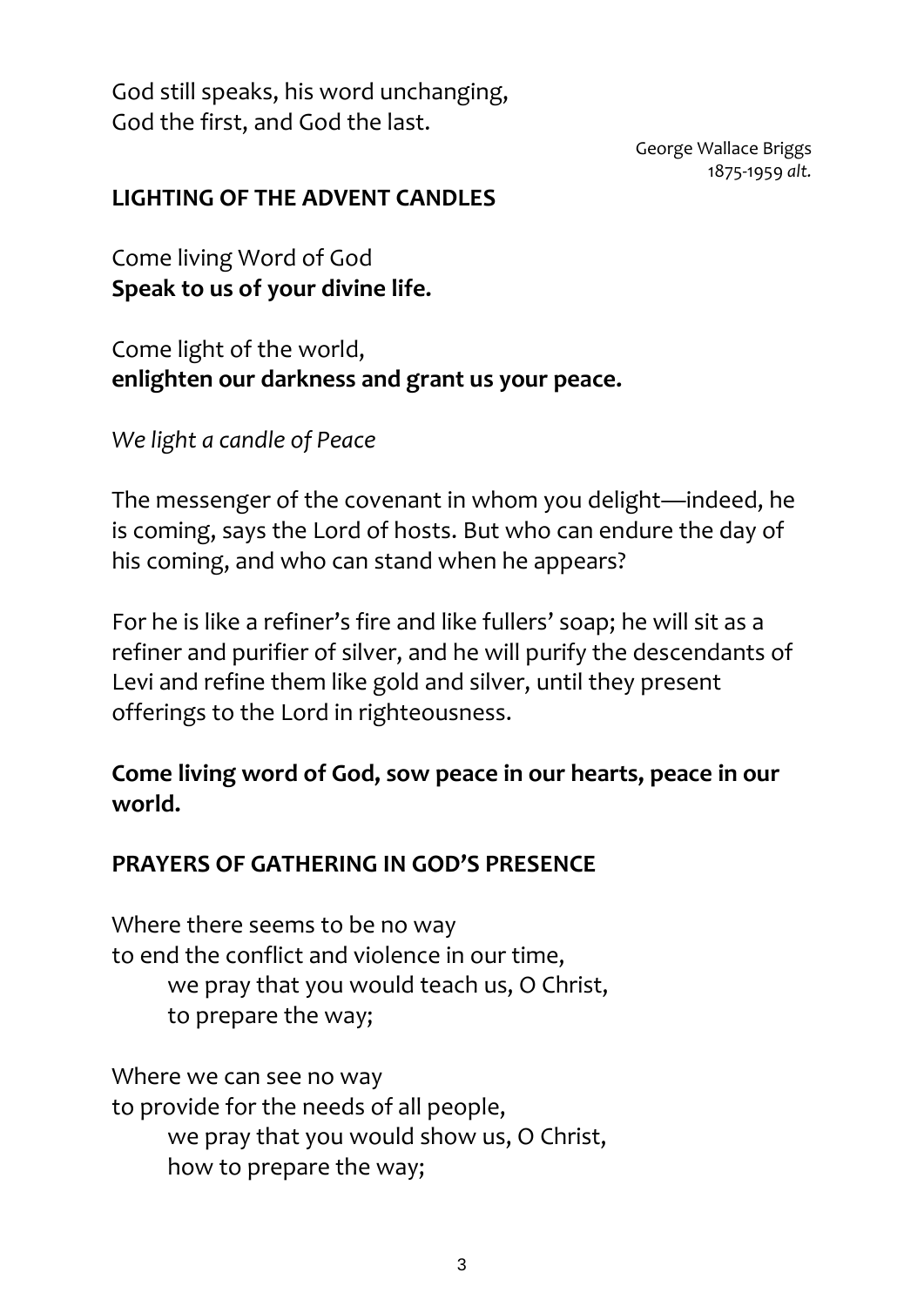God still speaks, his word unchanging,
God the first, and God the last.

George Wallace Briggs
1875-1959 *alt.*

**LIGHTING OF THE ADVENT CANDLES**

Come living Word of God
**Speak to us of your divine life.**

Come light of the world,
**enlighten our darkness and grant us your peace.**

*We light a candle of Peace*

The messenger of the covenant in whom you delight—indeed, he is coming, says the Lord of hosts. But who can endure the day of his coming, and who can stand when he appears?

For he is like a refiner's fire and like fullers' soap; he will sit as a refiner and purifier of silver, and he will purify the descendants of Levi and refine them like gold and silver, until they present offerings to the Lord in righteousness.

**Come living word of God, sow peace in our hearts, peace in our world.**

**PRAYERS OF GATHERING IN GOD'S PRESENCE**

Where there seems to be no way
to end the conflict and violence in our time,
    we pray that you would teach us, O Christ,
    to prepare the way;

Where we can see no way
to provide for the needs of all people,
    we pray that you would show us, O Christ,
    how to prepare the way;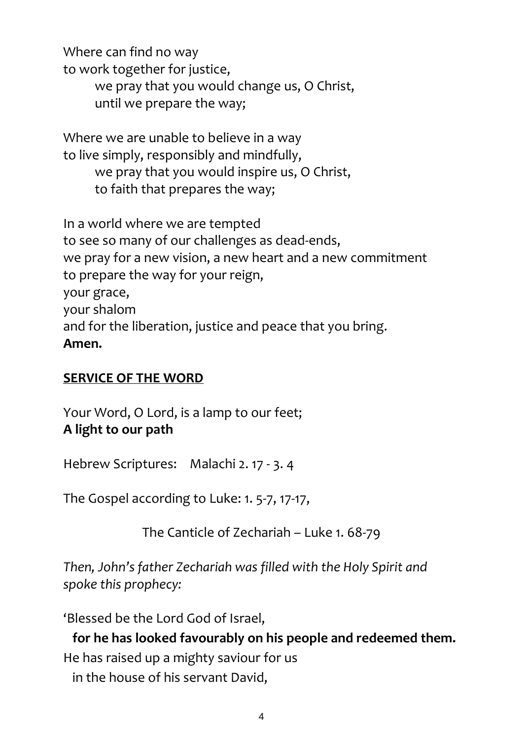Where can find no way
to work together for justice,
    we pray that you would change us, O Christ,
    until we prepare the way;

Where we are unable to believe in a way
to live simply, responsibly and mindfully,
    we pray that you would inspire us, O Christ,
    to faith that prepares the way;

In a world where we are tempted
to see so many of our challenges as dead-ends,
we pray for a new vision, a new heart and a new commitment
to prepare the way for your reign,
your grace,
your shalom
and for the liberation, justice and peace that you bring.
**Amen.**

## SERVICE OF THE WORD

Your Word, O Lord, is a lamp to our feet;
**A light to our path**

Hebrew Scriptures: Malachi 2. 17 - 3. 4

The Gospel according to Luke: 1. 5-7, 17-17,

The Canticle of Zechariah – Luke 1. 68-79

*Then, John's father Zechariah was filled with the Holy Spirit and spoke this prophecy:*

'Blessed be the Lord God of Israel,
  **for he has looked favourably on his people and redeemed them.**
He has raised up a mighty saviour for us
  in the house of his servant David,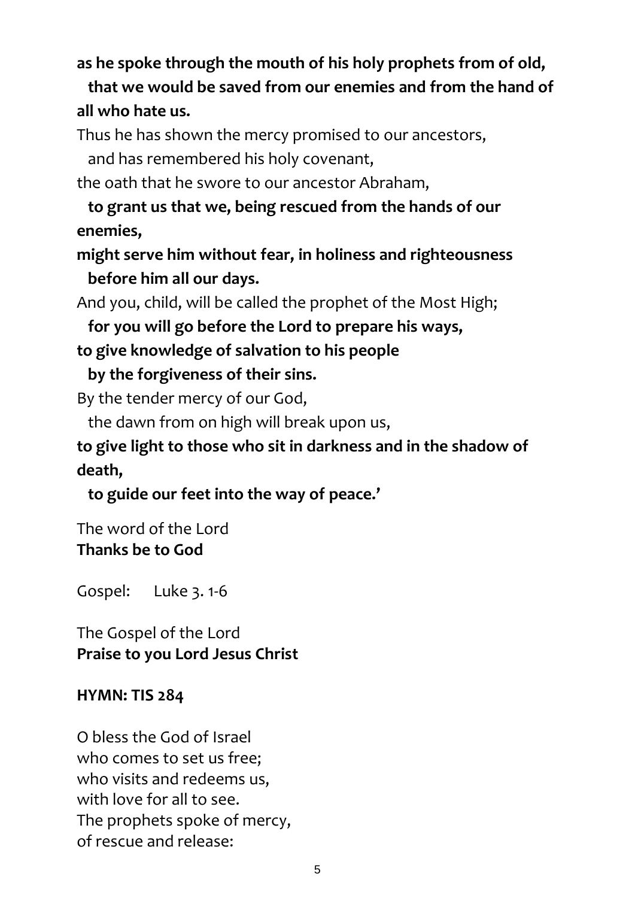**as he spoke through the mouth of his holy prophets from of old,**
**that we would be saved from our enemies and from the hand of all who hate us.**

Thus he has shown the mercy promised to our ancestors,
and has remembered his holy covenant,
the oath that he swore to our ancestor Abraham,

**to grant us that we, being rescued from the hands of our enemies,**
**might serve him without fear, in holiness and righteousness**
**before him all our days.**

And you, child, will be called the prophet of the Most High;

**for you will go before the Lord to prepare his ways,**
**to give knowledge of salvation to his people**
**by the forgiveness of their sins.**

By the tender mercy of our God,
the dawn from on high will break upon us,

**to give light to those who sit in darkness and in the shadow of death,**
**to guide our feet into the way of peace.'**

The word of the Lord
**Thanks be to God**

Gospel: Luke 3. 1-6

The Gospel of the Lord
**Praise to you Lord Jesus Christ**

**HYMN: TIS 284**

O bless the God of Israel
who comes to set us free;
who visits and redeems us,
with love for all to see.
The prophets spoke of mercy,
of rescue and release: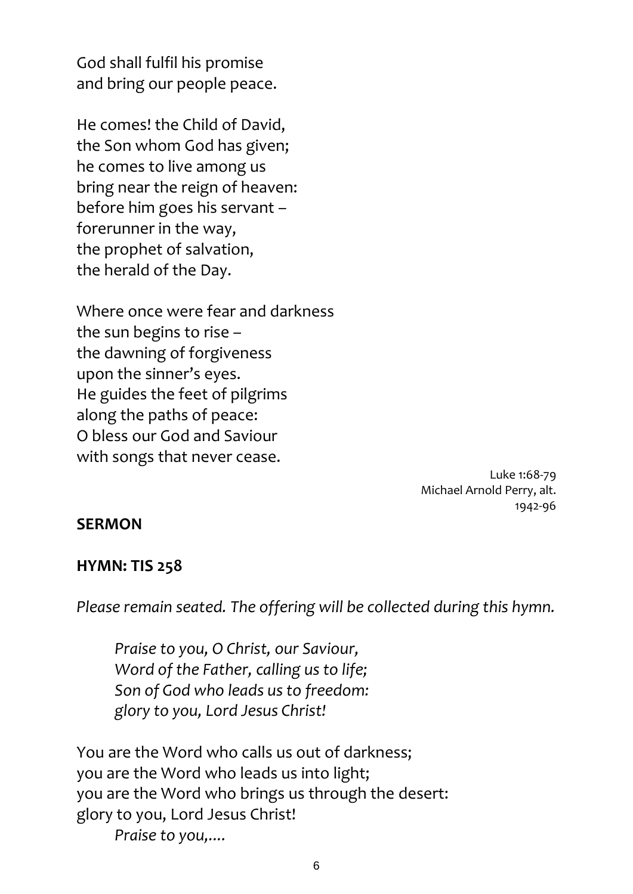God shall fulfil his promise
and bring our people peace.

He comes! the Child of David,
the Son whom God has given;
he comes to live among us
bring near the reign of heaven:
before him goes his servant –
forerunner in the way,
the prophet of salvation,
the herald of the Day.

Where once were fear and darkness
the sun begins to rise –
the dawning of forgiveness
upon the sinner's eyes.
He guides the feet of pilgrims
along the paths of peace:
O bless our God and Saviour
with songs that never cease.

Luke 1:68-79
Michael Arnold Perry, alt.
1942-96

**SERMON**

**HYMN: TIS 258**

*Please remain seated. The offering will be collected during this hymn.*

> *Praise to you, O Christ, our Saviour,*
> *Word of the Father, calling us to life;*
> *Son of God who leads us to freedom:*
> *glory to you, Lord Jesus Christ!*

You are the Word who calls us out of darkness;
you are the Word who leads us into light;
you are the Word who brings us through the desert:
glory to you, Lord Jesus Christ!

> *Praise to you,....*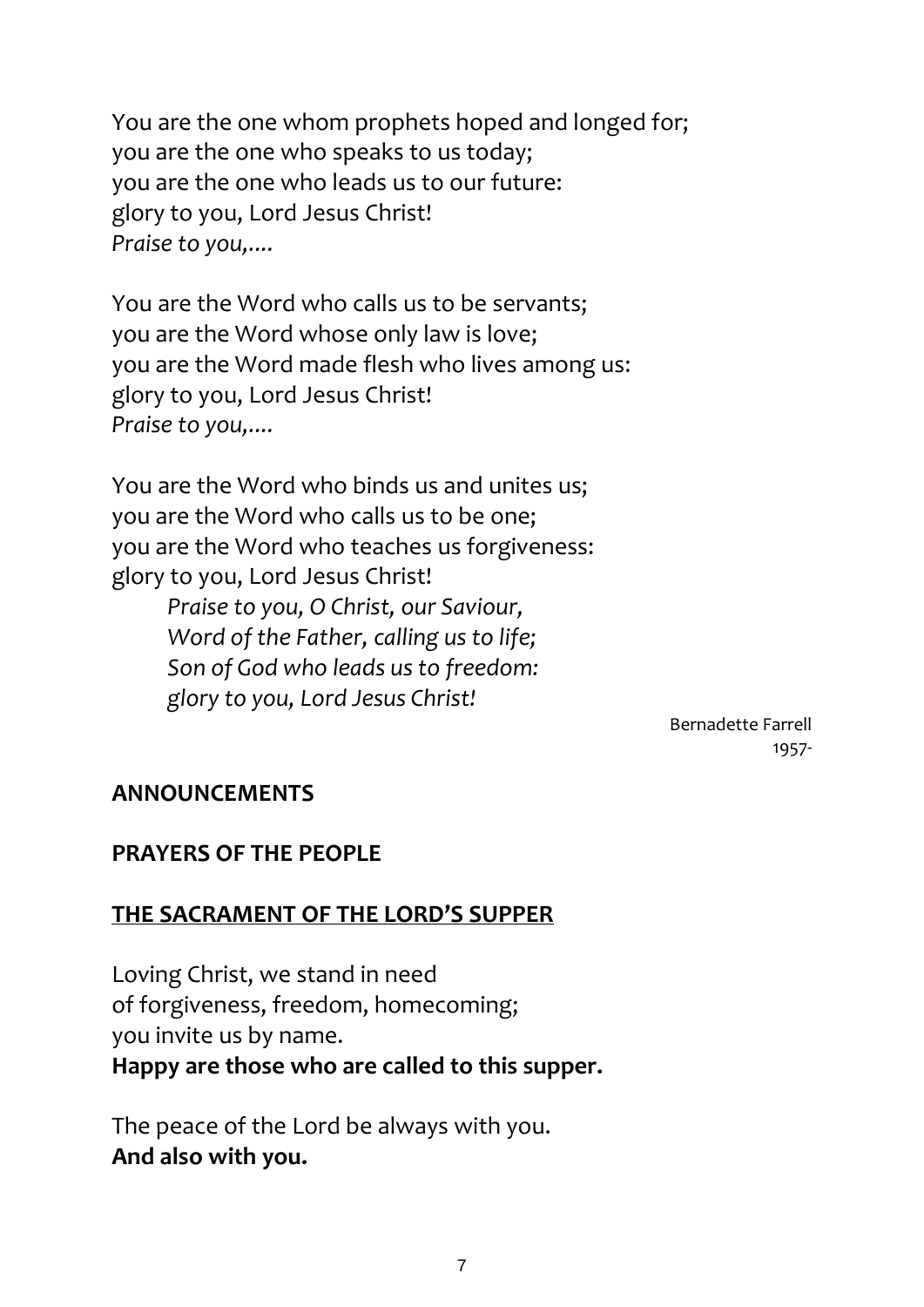You are the one whom prophets hoped and longed for;
you are the one who speaks to us today;
you are the one who leads us to our future:
glory to you, Lord Jesus Christ!
*Praise to you,....*

You are the Word who calls us to be servants;
you are the Word whose only law is love;
you are the Word made flesh who lives among us:
glory to you, Lord Jesus Christ!
*Praise to you,....*

You are the Word who binds us and unites us;
you are the Word who calls us to be one;
you are the Word who teaches us forgiveness:
glory to you, Lord Jesus Christ!

> *Praise to you, O Christ, our Saviour,*
> *Word of the Father, calling us to life;*
> *Son of God who leads us to freedom:*
> *glory to you, Lord Jesus Christ!*

Bernadette Farrell
1957-

**ANNOUNCEMENTS**

**PRAYERS OF THE PEOPLE**

**THE SACRAMENT OF THE LORD'S SUPPER**

Loving Christ, we stand in need
of forgiveness, freedom, homecoming;
you invite us by name.
**Happy are those who are called to this supper.**

The peace of the Lord be always with you.
**And also with you.**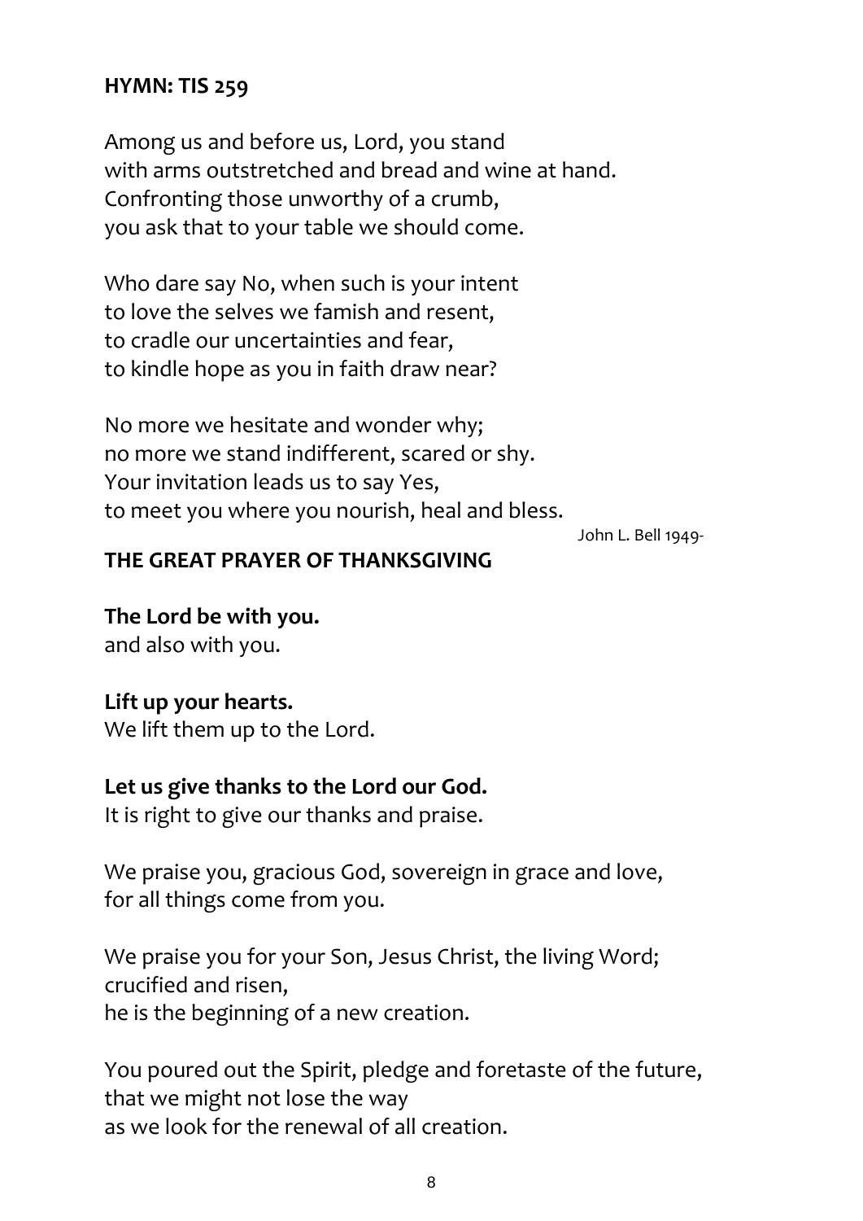**HYMN: TIS 259**

Among us and before us, Lord, you stand
with arms outstretched and bread and wine at hand.
Confronting those unworthy of a crumb,
you ask that to your table we should come.

Who dare say No, when such is your intent
to love the selves we famish and resent,
to cradle our uncertainties and fear,
to kindle hope as you in faith draw near?

No more we hesitate and wonder why;
no more we stand indifferent, scared or shy.
Your invitation leads us to say Yes,
to meet you where you nourish, heal and bless.

John L. Bell 1949-

**THE GREAT PRAYER OF THANKSGIVING**

**The Lord be with you.**
and also with you.

**Lift up your hearts.**
We lift them up to the Lord.

**Let us give thanks to the Lord our God.**
It is right to give our thanks and praise.

We praise you, gracious God, sovereign in grace and love,
for all things come from you.

We praise you for your Son, Jesus Christ, the living Word;
crucified and risen,
he is the beginning of a new creation.

You poured out the Spirit, pledge and foretaste of the future,
that we might not lose the way
as we look for the renewal of all creation.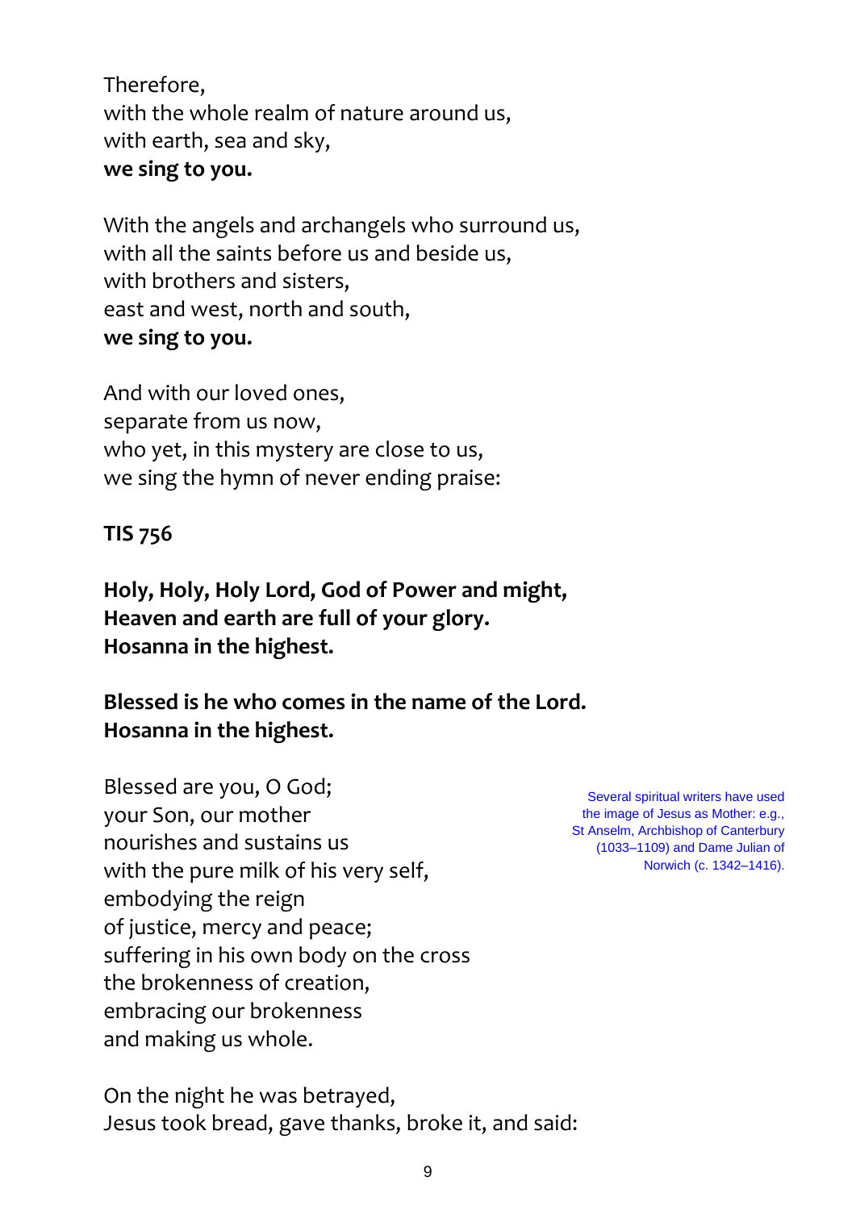Therefore,  
with the whole realm of nature around us,  
with earth, sea and sky,  
**we sing to you.**

With the angels and archangels who surround us,  
with all the saints before us and beside us,  
with brothers and sisters,  
east and west, north and south,  
**we sing to you.**

And with our loved ones,  
separate from us now,  
who yet, in this mystery are close to us,  
we sing the hymn of never ending praise:

**TIS 756**

**Holy, Holy, Holy Lord, God of Power and might,**  
**Heaven and earth are full of your glory.**  
**Hosanna in the highest.**

**Blessed is he who comes in the name of the Lord.**  
**Hosanna in the highest.**

Blessed are you, O God;  
your Son, our mother  
nourishes and sustains us  
with the pure milk of his very self,  
embodying the reign  
of justice, mercy and peace;  
suffering in his own body on the cross  
the brokenness of creation,  
embracing our brokenness  
and making us whole.

Several spiritual writers have used the image of Jesus as Mother: e.g., St Anselm, Archbishop of Canterbury (1033–1109) and Dame Julian of Norwich (c. 1342–1416).

On the night he was betrayed,  
Jesus took bread, gave thanks, broke it, and said: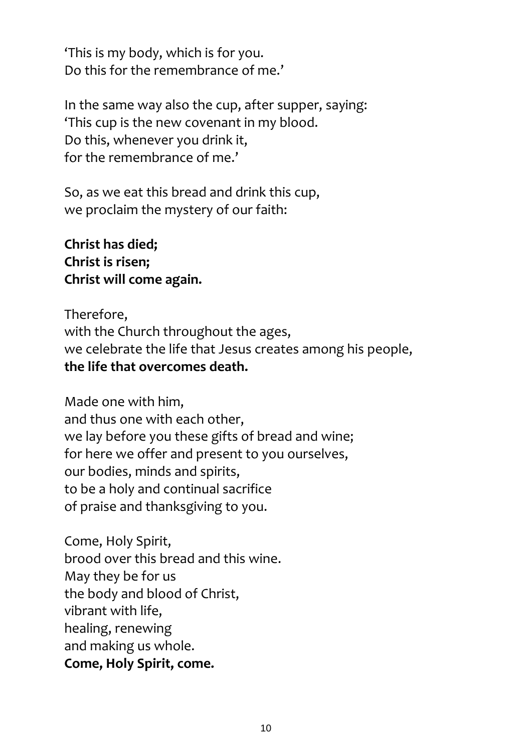'This is my body, which is for you.  
Do this for the remembrance of me.'

In the same way also the cup, after supper, saying:  
'This cup is the new covenant in my blood.  
Do this, whenever you drink it,  
for the remembrance of me.'

So, as we eat this bread and drink this cup,  
we proclaim the mystery of our faith:

**Christ has died;**  
**Christ is risen;**  
**Christ will come again.**

Therefore,  
with the Church throughout the ages,  
we celebrate the life that Jesus creates among his people,  
**the life that overcomes death.**

Made one with him,  
and thus one with each other,  
we lay before you these gifts of bread and wine;  
for here we offer and present to you ourselves,  
our bodies, minds and spirits,  
to be a holy and continual sacrifice  
of praise and thanksgiving to you.

Come, Holy Spirit,  
brood over this bread and this wine.  
May they be for us  
the body and blood of Christ,  
vibrant with life,  
healing, renewing  
and making us whole.  
**Come, Holy Spirit, come.**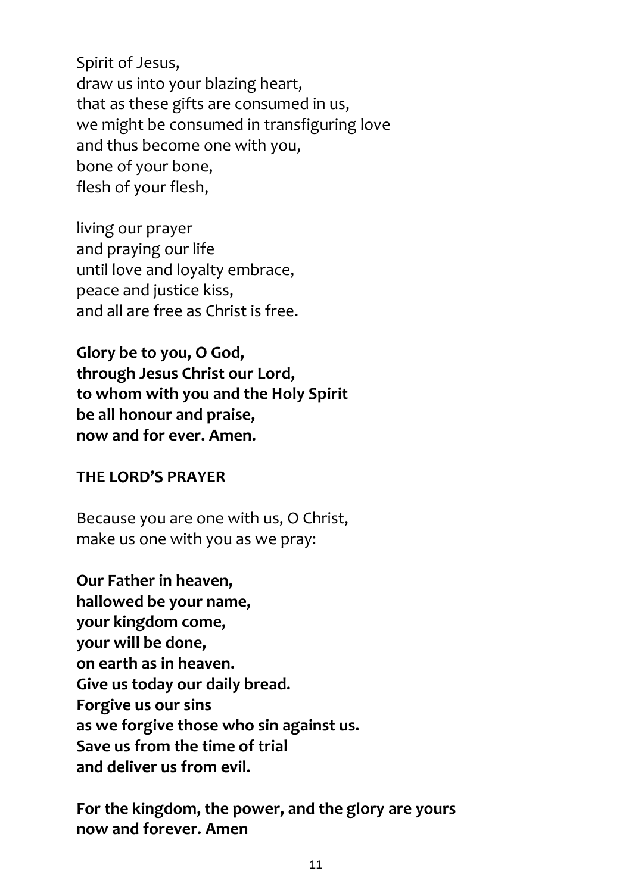Spirit of Jesus,
draw us into your blazing heart,
that as these gifts are consumed in us,
we might be consumed in transfiguring love
and thus become one with you,
bone of your bone,
flesh of your flesh,

living our prayer
and praying our life
until love and loyalty embrace,
peace and justice kiss,
and all are free as Christ is free.

**Glory be to you, O God,**
**through Jesus Christ our Lord,**
**to whom with you and the Holy Spirit**
**be all honour and praise,**
**now and for ever. Amen.**

**THE LORD'S PRAYER**

Because you are one with us, O Christ,
make us one with you as we pray:

**Our Father in heaven,**
**hallowed be your name,**
**your kingdom come,**
**your will be done,**
**on earth as in heaven.**
**Give us today our daily bread.**
**Forgive us our sins**
**as we forgive those who sin against us.**
**Save us from the time of trial**
**and deliver us from evil.**

**For the kingdom, the power, and the glory are yours**
**now and forever. Amen**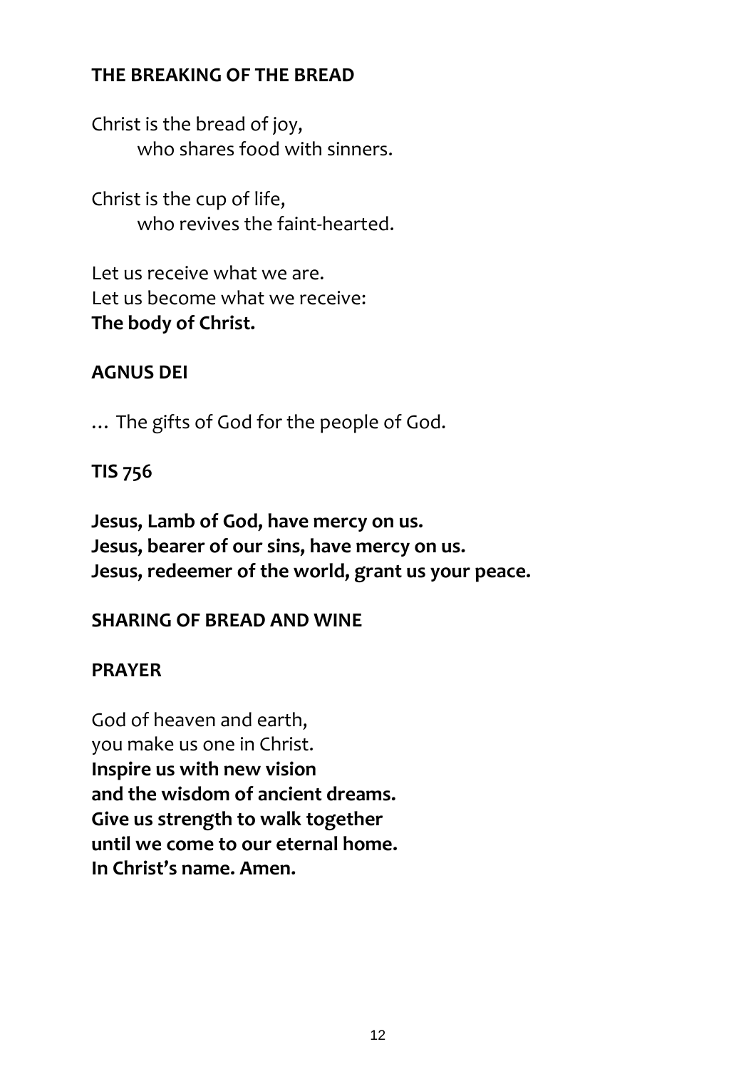**THE BREAKING OF THE BREAD**

Christ is the bread of joy,
    who shares food with sinners.

Christ is the cup of life,
    who revives the faint-hearted.

Let us receive what we are.
Let us become what we receive:
**The body of Christ.**

**AGNUS DEI**

… The gifts of God for the people of God.

**TIS 756**

**Jesus, Lamb of God, have mercy on us.**
**Jesus, bearer of our sins, have mercy on us.**
**Jesus, redeemer of the world, grant us your peace.**

**SHARING OF BREAD AND WINE**

**PRAYER**

God of heaven and earth,
you make us one in Christ.
**Inspire us with new vision**
**and the wisdom of ancient dreams.**
**Give us strength to walk together**
**until we come to our eternal home.**
**In Christ's name. Amen.**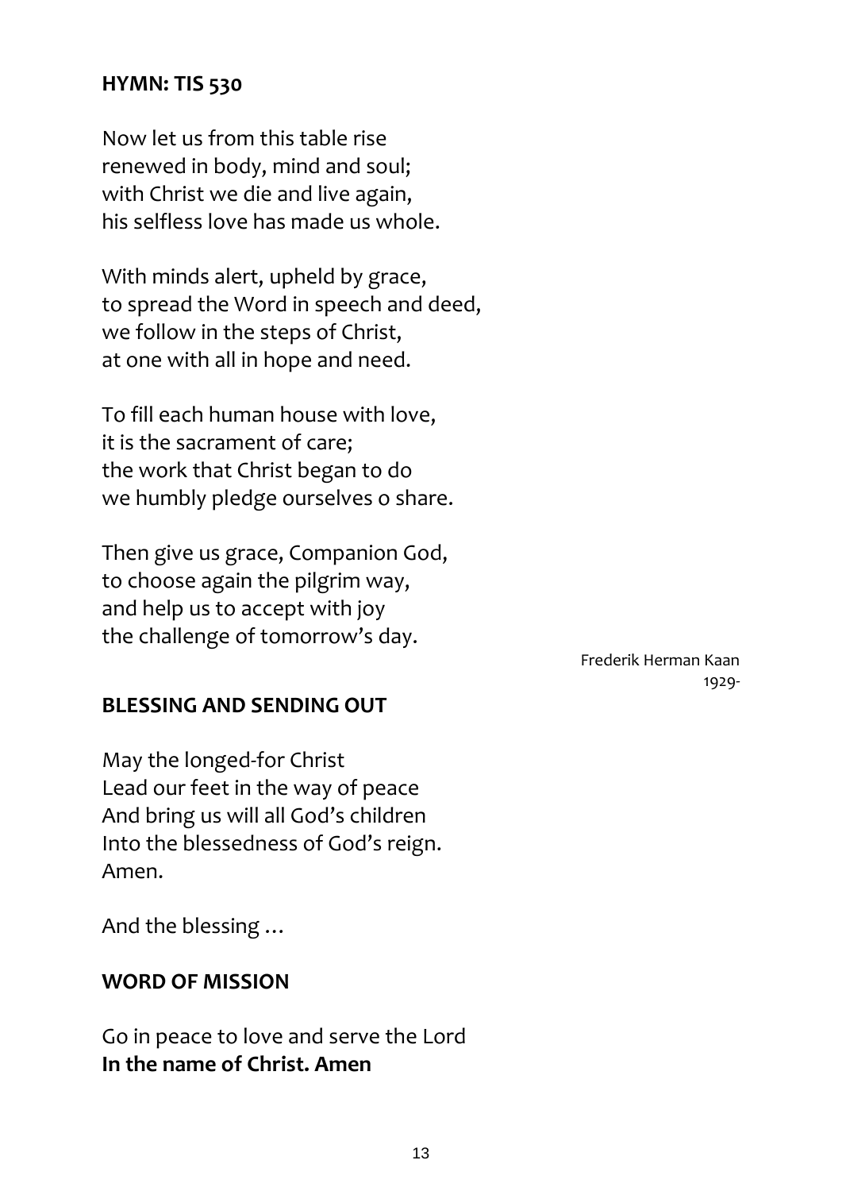**HYMN: TIS 530**

Now let us from this table rise
renewed in body, mind and soul;
with Christ we die and live again,
his selfless love has made us whole.

With minds alert, upheld by grace,
to spread the Word in speech and deed,
we follow in the steps of Christ,
at one with all in hope and need.

To fill each human house with love,
it is the sacrament of care;
the work that Christ began to do
we humbly pledge ourselves o share.

Then give us grace, Companion God,
to choose again the pilgrim way,
and help us to accept with joy
the challenge of tomorrow's day.

Frederik Herman Kaan
1929-

**BLESSING AND SENDING OUT**

May the longed-for Christ
Lead our feet in the way of peace
And bring us will all God's children
Into the blessedness of God's reign.
Amen.

And the blessing …

**WORD OF MISSION**

Go in peace to love and serve the Lord
**In the name of Christ. Amen**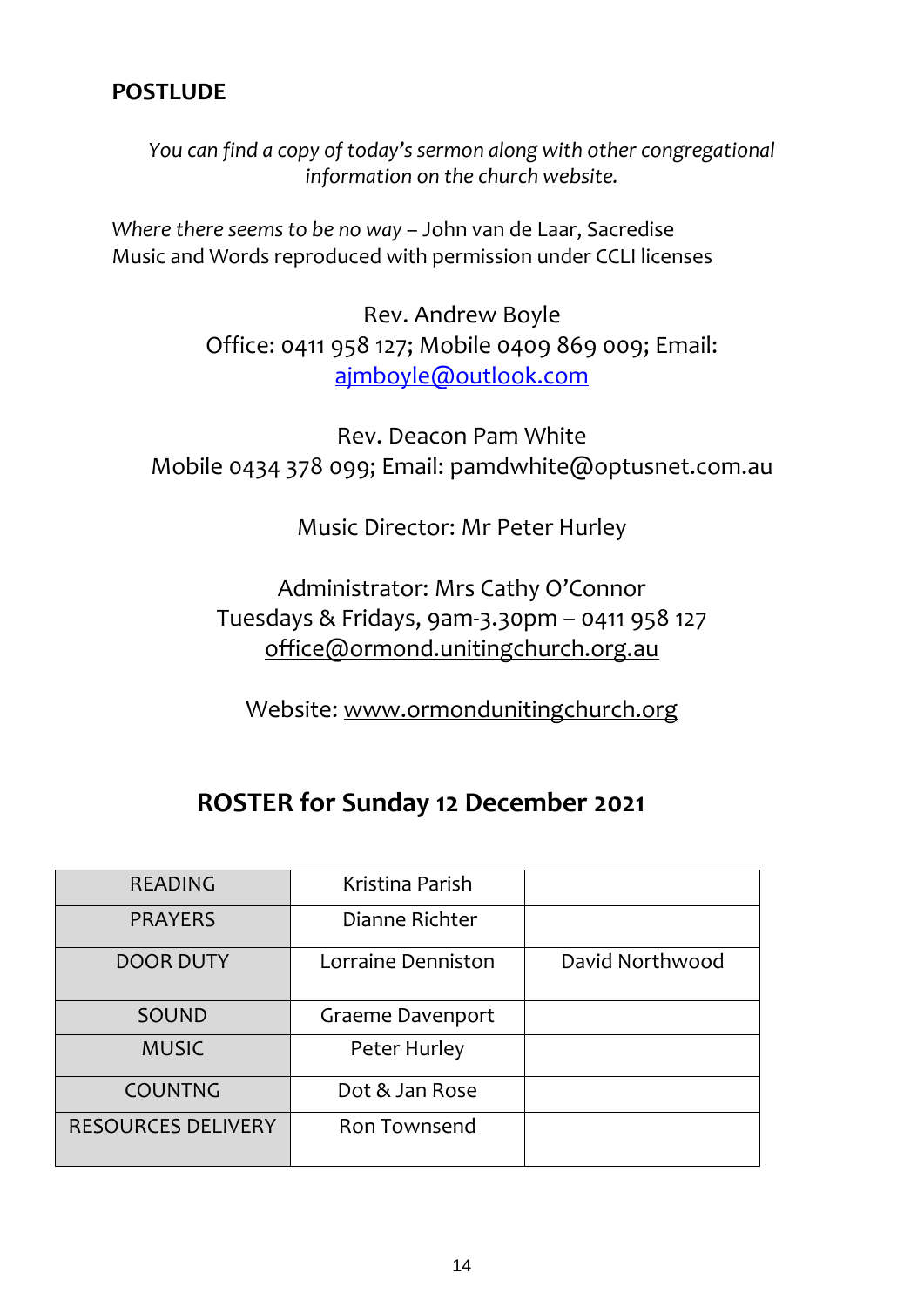## POSTLUDE

*You can find a copy of today's sermon along with other congregational information on the church website.*

*Where there seems to be no way* – John van de Laar, Sacredise
Music and Words reproduced with permission under CCLI licenses

Rev. Andrew Boyle
Office: 0411 958 127; Mobile 0409 869 009; Email: ajmboyle@outlook.com

Rev. Deacon Pam White
Mobile 0434 378 099; Email: pamdwhite@optusnet.com.au

Music Director: Mr Peter Hurley

Administrator: Mrs Cathy O'Connor
Tuesdays & Fridays, 9am-3.30pm – 0411 958 127
office@ormond.unitingchurch.org.au

Website: www.ormondunitingchurch.org

## ROSTER for Sunday 12 December 2021

| | | |
|---|---|---|
| READING | Kristina Parish | |
| PRAYERS | Dianne Richter | |
| DOOR DUTY | Lorraine Denniston | David Northwood |
| SOUND | Graeme Davenport | |
| MUSIC | Peter Hurley | |
| COUNTNG | Dot & Jan Rose | |
| RESOURCES DELIVERY | Ron Townsend | |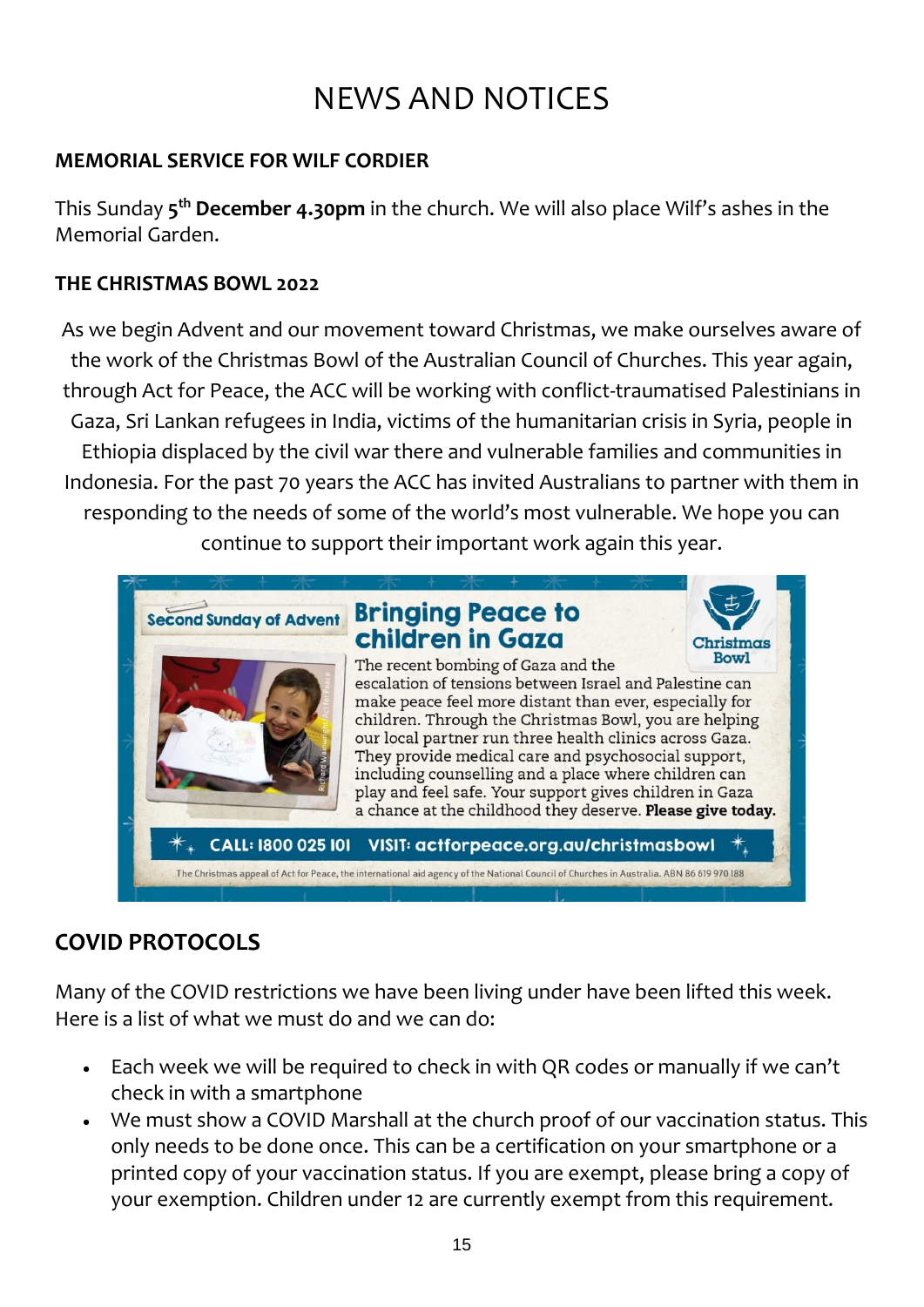# NEWS AND NOTICES

## MEMORIAL SERVICE FOR WILF CORDIER

This Sunday **5th December 4.30pm** in the church. We will also place Wilf's ashes in the Memorial Garden.

## THE CHRISTMAS BOWL 2022

As we begin Advent and our movement toward Christmas, we make ourselves aware of the work of the Christmas Bowl of the Australian Council of Churches. This year again, through Act for Peace, the ACC will be working with conflict-traumatised Palestinians in Gaza, Sri Lankan refugees in India, victims of the humanitarian crisis in Syria, people in Ethiopia displaced by the civil war there and vulnerable families and communities in Indonesia. For the past 70 years the ACC has invited Australians to partner with them in responding to the needs of some of the world's most vulnerable. We hope you can continue to support their important work again this year.

Second Sunday of Advent

**Bringing Peace to children in Gaza**

Christmas Bowl

The recent bombing of Gaza and the escalation of tensions between Israel and Palestine can make peace feel more distant than ever, especially for children. Through the Christmas Bowl, you are helping our local partner run three health clinics across Gaza. They provide medical care and psychosocial support, including counselling and a place where children can play and feel safe. Your support gives children in Gaza a chance at the childhood they deserve. **Please give today.**

**CALL: 1800 025 101 VISIT: actforpeace.org.au/christmasbowl**

The Christmas appeal of Act for Peace, the international aid agency of the National Council of Churches in Australia. ABN 86 619 970 188

## COVID PROTOCOLS

Many of the COVID restrictions we have been living under have been lifted this week. Here is a list of what we must do and we can do:

- Each week we will be required to check in with QR codes or manually if we can't check in with a smartphone
- We must show a COVID Marshall at the church proof of our vaccination status. This only needs to be done once. This can be a certification on your smartphone or a printed copy of your vaccination status. If you are exempt, please bring a copy of your exemption. Children under 12 are currently exempt from this requirement.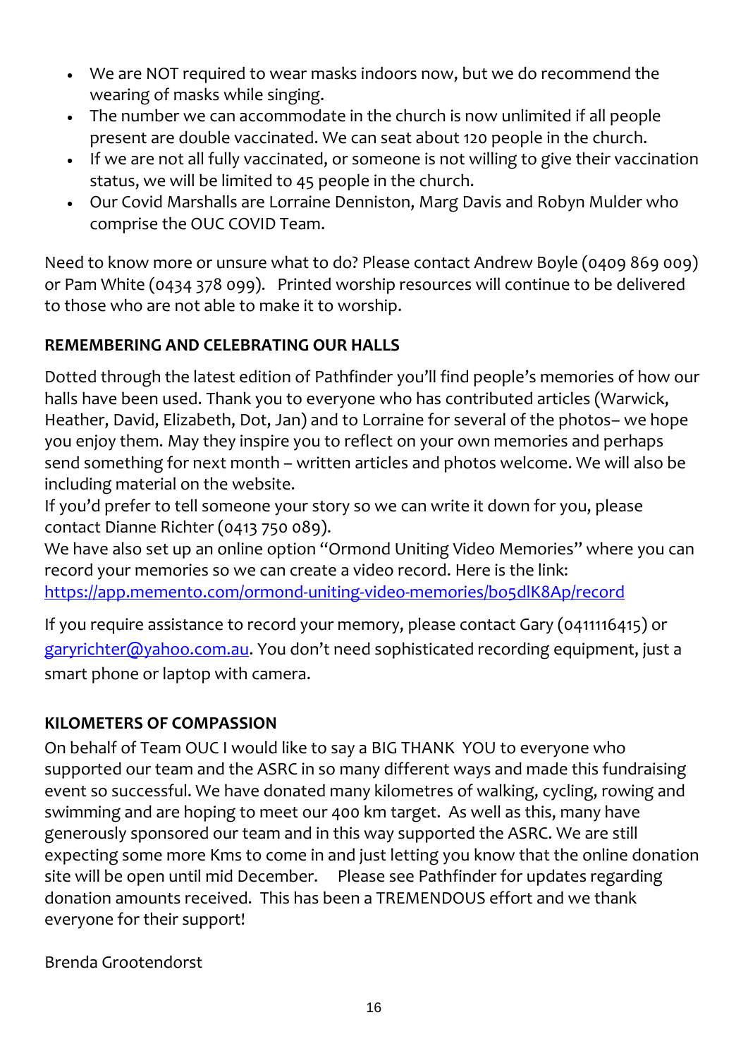- We are NOT required to wear masks indoors now, but we do recommend the wearing of masks while singing.
- The number we can accommodate in the church is now unlimited if all people present are double vaccinated. We can seat about 120 people in the church.
- If we are not all fully vaccinated, or someone is not willing to give their vaccination status, we will be limited to 45 people in the church.
- Our Covid Marshalls are Lorraine Denniston, Marg Davis and Robyn Mulder who comprise the OUC COVID Team.

Need to know more or unsure what to do? Please contact Andrew Boyle (0409 869 009) or Pam White (0434 378 099). Printed worship resources will continue to be delivered to those who are not able to make it to worship.

**REMEMBERING AND CELEBRATING OUR HALLS**

Dotted through the latest edition of Pathfinder you'll find people's memories of how our halls have been used. Thank you to everyone who has contributed articles (Warwick, Heather, David, Elizabeth, Dot, Jan) and to Lorraine for several of the photos– we hope you enjoy them. May they inspire you to reflect on your own memories and perhaps send something for next month – written articles and photos welcome. We will also be including material on the website.

If you'd prefer to tell someone your story so we can write it down for you, please contact Dianne Richter (0413 750 089).

We have also set up an online option "Ormond Uniting Video Memories" where you can record your memories so we can create a video record. Here is the link: https://app.memento.com/ormond-uniting-video-memories/bo5dlK8Ap/record

If you require assistance to record your memory, please contact Gary (0411116415) or garyrichter@yahoo.com.au. You don't need sophisticated recording equipment, just a smart phone or laptop with camera.

**KILOMETERS OF COMPASSION**

On behalf of Team OUC I would like to say a BIG THANK YOU to everyone who supported our team and the ASRC in so many different ways and made this fundraising event so successful. We have donated many kilometres of walking, cycling, rowing and swimming and are hoping to meet our 400 km target. As well as this, many have generously sponsored our team and in this way supported the ASRC. We are still expecting some more Kms to come in and just letting you know that the online donation site will be open until mid December. Please see Pathfinder for updates regarding donation amounts received. This has been a TREMENDOUS effort and we thank everyone for their support!

Brenda Grootendorst